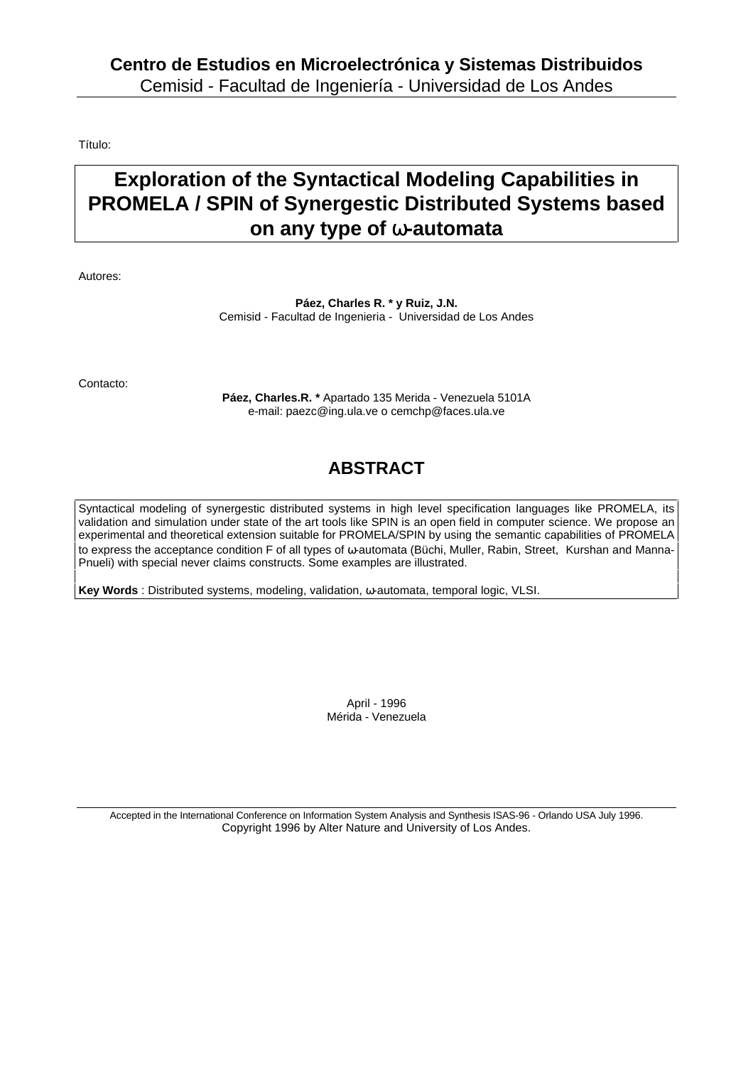**Centro de Estudios en Microelectrónica y Sistemas Distribuidos**
Cemisid - Facultad de Ingeniería - Universidad de Los Andes

Título:

# Exploration of the Syntactical Modeling Capabilities in PROMELA / SPIN of Synergestic Distributed Systems based on any type of ω-automata

Autores:

**Páez, Charles R. * y Ruiz, J.N.**
Cemisid - Facultad de Ingenieria - Universidad de Los Andes

Contacto:

**Páez, Charles.R. *** Apartado 135 Merida - Venezuela 5101A
e-mail: paezc@ing.ula.ve o cemchp@faces.ula.ve

## ABSTRACT

Syntactical modeling of synergestic distributed systems in high level specification languages like PROMELA, its validation and simulation under state of the art tools like SPIN is an open field in computer science. We propose an experimental and theoretical extension suitable for PROMELA/SPIN by using the semantic capabilities of PROMELA to express the acceptance condition F of all types of ω-automata (Büchi, Muller, Rabin, Street, Kurshan and Manna-Pnueli) with special never claims constructs. Some examples are illustrated.

**Key Words** : Distributed systems, modeling, validation, ω-automata, temporal logic, VLSI.

April - 1996
Mérida - Venezuela

Accepted in the International Conference on Information System Analysis and Synthesis ISAS-96 - Orlando USA July 1996.
Copyright 1996 by Alter Nature and University of Los Andes.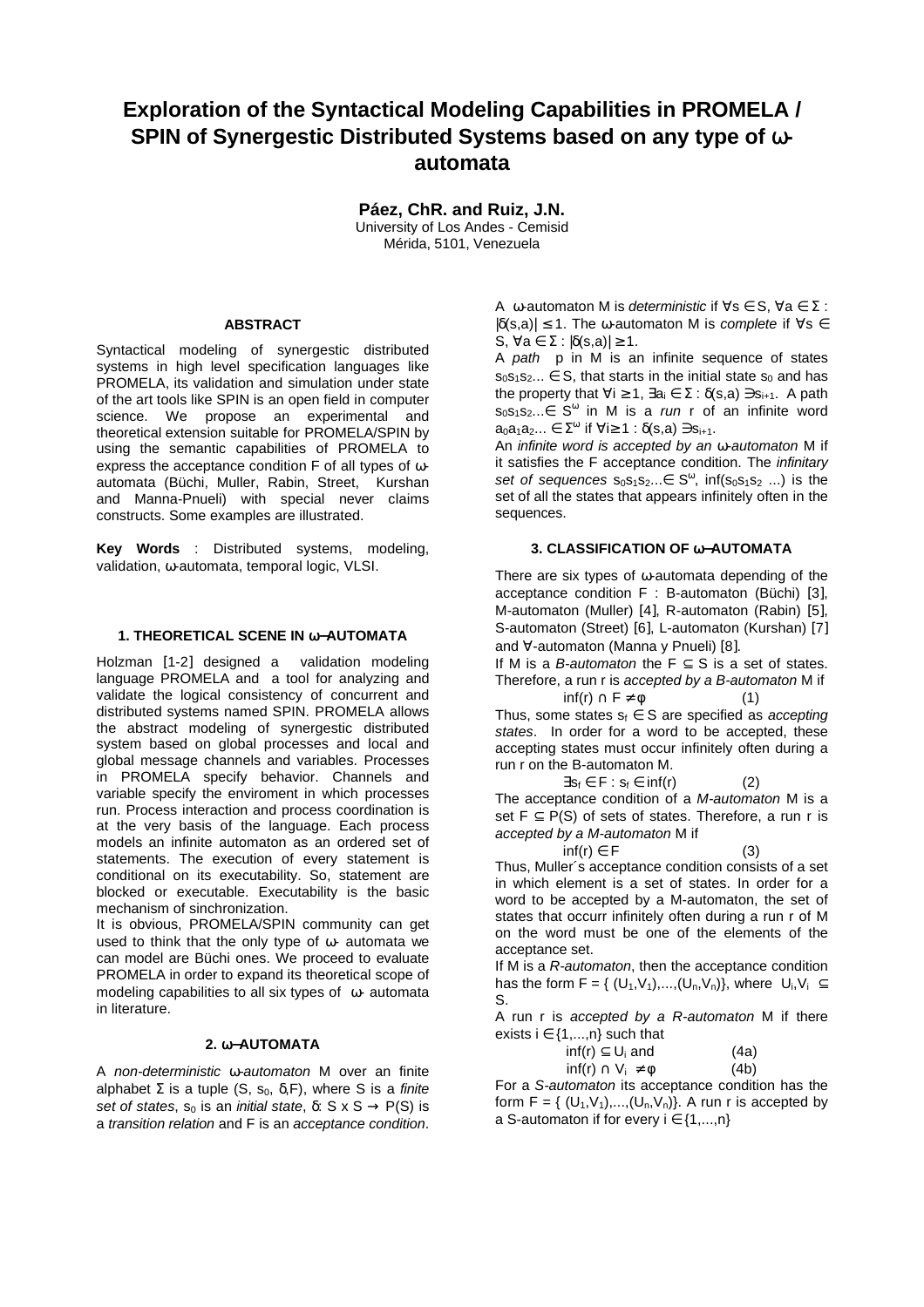# Exploration of the Syntactical Modeling Capabilities in PROMELA / SPIN of Synergestic Distributed Systems based on any type of ω-automata

**Páez, ChR. and Ruiz, J.N.**
University of Los Andes - Cemisid
Mérida, 5101, Venezuela

### ABSTRACT

Syntactical modeling of synergestic distributed systems in high level specification languages like PROMELA, its validation and simulation under state of the art tools like SPIN is an open field in computer science. We propose an experimental and theoretical extension suitable for PROMELA/SPIN by using the semantic capabilities of PROMELA to express the acceptance condition F of all types of ω-automata (Büchi, Muller, Rabin, Street, Kurshan and Manna-Pnueli) with special never claims constructs. Some examples are illustrated.

**Key Words** : Distributed systems, modeling, validation, ω-automata, temporal logic, VLSI.

### 1. THEORETICAL SCENE IN ω–AUTOMATA

Holzman [1-2] designed a validation modeling language PROMELA and a tool for analyzing and validate the logical consistency of concurrent and distributed systems named SPIN. PROMELA allows the abstract modeling of synergestic distributed system based on global processes and local and global message channels and variables. Processes in PROMELA specify behavior. Channels and variable specify the enviroment in which processes run. Process interaction and process coordination is at the very basis of the language. Each process models an infinite automaton as an ordered set of statements. The execution of every statement is conditional on its executability. So, statement are blocked or executable. Executability is the basic mechanism of sinchronization.

It is obvious, PROMELA/SPIN community can get used to think that the only type of ω- automata we can model are Büchi ones. We proceed to evaluate PROMELA in order to expand its theoretical scope of modeling capabilities to all six types of ω- automata in literature.

### 2. ω–AUTOMATA

A *non-deterministic ω-automaton* M over an finite alphabet Σ is a tuple $(S, s_0, \delta, F)$, where S is a *finite set of states*, $s_0$ is an *initial state*, $\delta: S \times S \rightarrow P(S)$ is a *transition relation* and F is an *acceptance condition*.

A ω-automaton M is *deterministic* if $\forall s \in S, \forall a \in \Sigma : |\delta(s,a)| \leq 1$. The ω-automaton M is *complete* if $\forall s \in S, \forall a \in \Sigma : |\delta(s,a)| \geq 1$.

A *path* p in M is an infinite sequence of states $s_0s_1s_2... \in S$, that starts in the initial state $s_0$ and has the property that $\forall i \geq 1, \exists a_i \in \Sigma : \delta(s,a) \ni s_{i+1}$. A path $s_0s_1s_2... \in S^\omega$ in M is a *run* r of an infinite word $a_0a_1a_2... \in \Sigma^\omega$ if $\forall i \geq 1 : \delta(s,a) \ni s_{i+1}$.

An *infinite word is accepted by an ω-automaton* M if it satisfies the F acceptance condition. The *infinitary set of sequences* $s_0s_1s_2... \in S^\omega$, $\inf(s_0s_1s_2 ...)$ is the set of all the states that appears infinitely often in the sequences.

### 3. CLASSIFICATION OF ω–AUTOMATA

There are six types of ω-automata depending of the acceptance condition F : B-automaton (Büchi) [3], M-automaton (Muller) [4], R-automaton (Rabin) [5], S-automaton (Street) [6], L-automaton (Kurshan) [7] and ∀-automaton (Manna y Pnueli) [8].

If M is a *B-automaton* the $F \subseteq S$ is a set of states. Therefore, a run r is *accepted by a B-automaton* M if

$$\inf(r) \cap F \neq \phi \qquad (1)$$

Thus, some states $s_f \in S$ are specified as *accepting states*. In order for a word to be accepted, these accepting states must occur infinitely often during a run r on the B-automaton M.

$$\exists s_f \in F : s_f \in \inf(r) \qquad (2)$$

The acceptance condition of a *M-automaton* M is a set $F \subseteq P(S)$ of sets of states. Therefore, a run r is *accepted by a M-automaton* M if

$$\inf(r) \in F \qquad (3)$$

Thus, Muller´s acceptance condition consists of a set in which element is a set of states. In order for a word to be accepted by a M-automaton, the set of states that occurr infinitely often during a run r of M on the word must be one of the elements of the acceptance set.

If M is a *R-automaton*, then the acceptance condition has the form $F = \{ (U_1,V_1),...,(U_n,V_n)\}$, where $U_i,V_i \subseteq S$.

A run r is *accepted by a R-automaton* M if there exists $i \in \{1,...,n\}$ such that

$$\inf(r) \subseteq U_i \text{ and} \qquad (4a)$$

$$\inf(r) \cap V_i \neq \phi \qquad (4b)$$

For a *S-automaton* its acceptance condition has the form $F = \{ (U_1,V_1),...,(U_n,V_n)\}$. A run r is accepted by a S-automaton if for every $i \in \{1,...,n\}$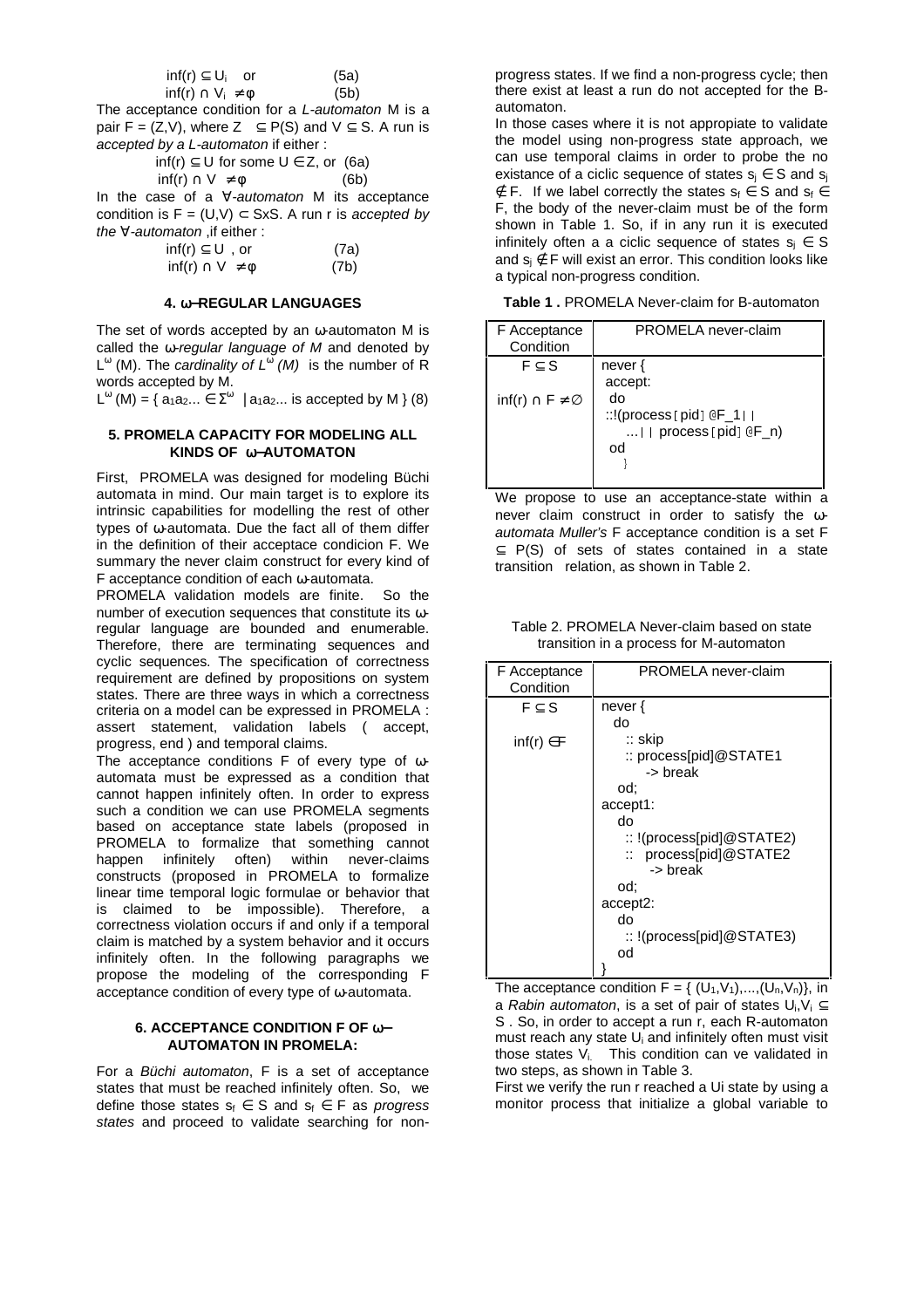$$\inf(r) \subseteq U_i \quad \text{or} \tag{5a}$$
$$\inf(r) \cap V_i \neq \phi \tag{5b}$$

The acceptance condition for a *L-automaton* M is a pair $F = (Z,V)$, where $Z \subseteq P(S)$ and $V \subseteq S$. A run is *accepted by a L-automaton* if either :

$$\inf(r) \subseteq U \text{ for some } U \in Z, \text{ or} \tag{6a}$$
$$\inf(r) \cap V \tag{6b}$$

In the case of a *∀-automaton* M its acceptance condition is $F = (U,V) \subset S \times S$. A run r is *accepted by the ∀-automaton* ,if either :

$$\inf(r) \subseteq U \text{ , or} \tag{7a}$$
$$\inf(r) \cap V \neq \phi \tag{7b}$$

#### 4. ω–REGULAR LANGUAGES

The set of words accepted by an ω-automaton M is called the *ω-regular language of M* and denoted by $L^{\omega}$ (M). The *cardinality of $L^{\omega}$ (M)* is the number of R words accepted by M.

$$L^{\omega}(M) = \{ a_1a_2... \in \Sigma^{\omega} \mid a_1a_2... \text{ is accepted by M} \} \tag{8}$$

#### 5. PROMELA CAPACITY FOR MODELING ALL KINDS OF ω–AUTOMATON

First, PROMELA was designed for modeling Büchi automata in mind. Our main target is to explore its intrinsic capabilities for modelling the rest of other types of ω-automata. Due the fact all of them differ in the definition of their acceptace condicion F. We summary the never claim construct for every kind of F acceptance condition of each ω-automata.

PROMELA validation models are finite. So the number of execution sequences that constitute its ω-regular language are bounded and enumerable. Therefore, there are terminating sequences and cyclic sequences. The specification of correctness requirement are defined by propositions on system states. There are three ways in which a correctness criteria on a model can be expressed in PROMELA : assert statement, validation labels ( accept, progress, end ) and temporal claims.

The acceptance conditions F of every type of ω-automata must be expressed as a condition that cannot happen infinitely often. In order to express such a condition we can use PROMELA segments based on acceptance state labels (proposed in PROMELA to formalize that something cannot happen infinitely often) within never-claims constructs (proposed in PROMELA to formalize linear time temporal logic formulae or behavior that is claimed to be impossible). Therefore, a correctness violation occurs if and only if a temporal claim is matched by a system behavior and it occurs infinitely often. In the following paragraphs we propose the modeling of the corresponding F acceptance condition of every type of ω-automata.

#### 6. ACCEPTANCE CONDITION F OF ω–AUTOMATON IN PROMELA:

For a *Büchi automaton*, F is a set of acceptance states that must be reached infinitely often. So, we define those states $s_f \in S$ and $s_f \in F$ as *progress states* and proceed to validate searching for non-progress states. If we find a non-progress cycle; then there exist at least a run do not accepted for the B-automaton.

In those cases where it is not appropiate to validate the model using non-progress state approach, we can use temporal claims in order to probe the no existance of a ciclic sequence of states $s_j \in S$ and $s_j \notin F$. If we label correctly the states $s_f \in S$ and $s_f \in F$, the body of the never-claim must be of the form shown in Table 1. So, if in any run it is executed infinitely often a a ciclic sequence of states $s_j \in S$ and $s_j \notin F$ will exist an error. This condition looks like a typical non-progress condition.

**Table 1 .** PROMELA Never-claim for B-automaton

| F Acceptance Condition | PROMELA never-claim |
|---|---|
| $F \subseteq S$ <br> $\inf(r) \cap F \neq \emptyset$ | `never {` <br> `accept:` <br> `do` <br> `::!(process[pid]@F_1|| ...|| process[pid]@F_n)` <br> `od` <br> `}` |

We propose to use an acceptance-state within a never claim construct in order to satisfy the *ω-automata Muller's* F acceptance condition is a set $F \subseteq P(S)$ of sets of states contained in a state transition relation, as shown in Table 2.

Table 2. PROMELA Never-claim based on state transition in a process for M-automaton

| F Acceptance Condition | PROMELA never-claim |
|---|---|
| $F \subseteq S$ <br> $\inf(r) \in F$ | `never {` <br> `do` <br> `:: skip` <br> `:: process[pid]@STATE1 -> break` <br> `od;` <br> `accept1:` <br> `do` <br> `:: !(process[pid]@STATE2)` <br> `:: process[pid]@STATE2 -> break` <br> `od;` <br> `accept2:` <br> `do` <br> `:: !(process[pid]@STATE3)` <br> `od` <br> `}` |

The acceptance condition $F = \{ (U_1,V_1),...,(U_n,V_n)\}$, in a *Rabin automaton*, is a set of pair of states $U_i,V_i \subseteq S$ . So, in order to accept a run r, each R-automaton must reach any state $U_i$ and infinitely often must visit those states $V_i$. This condition can ve validated in two steps, as shown in Table 3.

First we verify the run r reached a Ui state by using a monitor process that initialize a global variable to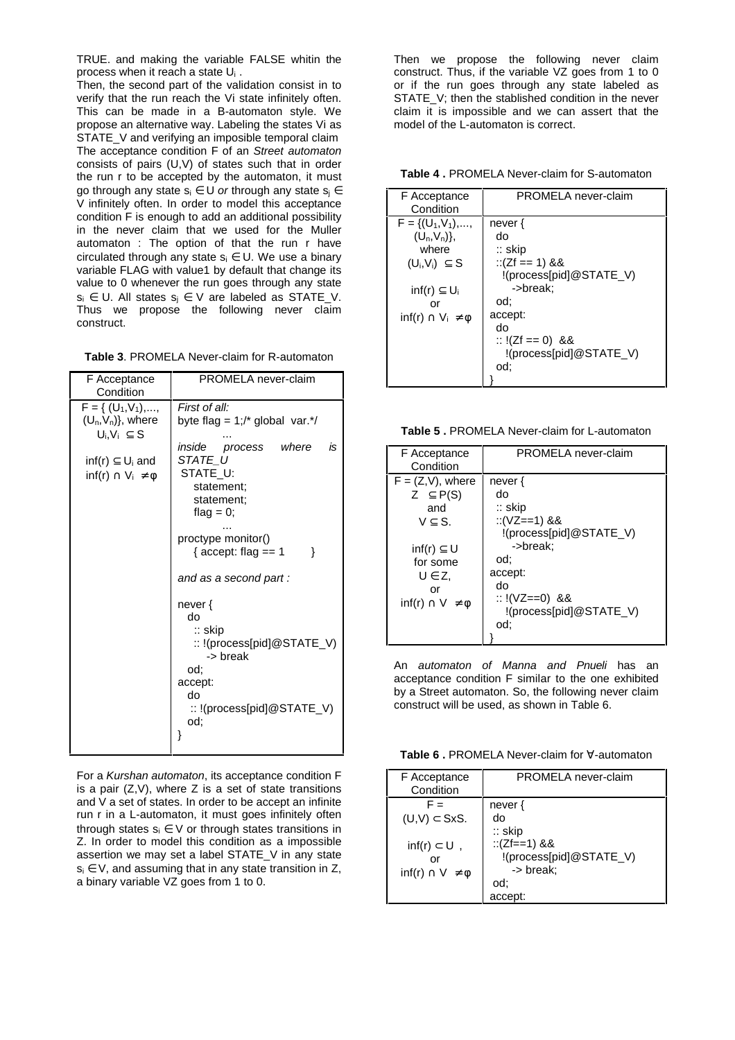TRUE. and making the variable FALSE whitin the process when it reach a state $U_i$ .

Then, the second part of the validation consist in to verify that the run reach the Vi state infinitely often. This can be made in a B-automaton style. We propose an alternative way. Labeling the states Vi as STATE_V and verifying an imposible temporal claim

The acceptance condition F of an *Street automaton* consists of pairs (U,V) of states such that in order the run r to be accepted by the automaton, it must go through any state $s_i \in U$ *or* through any state $s_j \in V$ infinitely often. In order to model this acceptance condition F is enough to add an additional possibility in the never claim that we used for the Muller automaton : The option of that the run r have circulated through any state $s_i \in U$. We use a binary variable FLAG with value1 by default that change its value to 0 whenever the run goes through any state $s_i \in U$. All states $s_j \in V$ are labeled as STATE_V. Thus we propose the following never claim construct.

**Table 3**. PROMELA Never-claim for R-automaton

| F Acceptance Condition | PROMELA never-claim |
|---|---|
| $F = \{ (U_1,V_1),..., (U_n,V_n)\}$, where $U_i,V_i \subseteq S$ <br><br> $\inf(r) \subseteq U_i$ and $\inf(r) \cap V_i \neq \phi$ | *First of all:* <br> byte flag = 1;/* global var.*/ <br> ... <br> *inside process where is STATE_U* <br> STATE_U: <br> statement; <br> statement; <br> flag = 0; <br> ... <br> proctype monitor() <br> { accept: flag == 1 } <br><br> *and as a second part :* <br><br> never { <br> do <br> :: skip <br> :: !(process[pid]@STATE_V) <br> -> break <br> od; <br> accept: <br> do <br> :: !(process[pid]@STATE_V) <br> od; <br> } |

For a *Kurshan automaton*, its acceptance condition F is a pair (Z,V), where Z is a set of state transitions and V a set of states. In order to be accept an infinite run r in a L-automaton, it must goes infinitely often through states $s_i \in V$ or through states transitions in Z. In order to model this condition as a impossible assertion we may set a label STATE_V in any state $s_i \in V$, and assuming that in any state transition in Z, a binary variable VZ goes from 1 to 0.

Then we propose the following never claim construct. Thus, if the variable VZ goes from 1 to 0 or if the run goes through any state labeled as STATE_V; then the stablished condition in the never claim it is impossible and we can assert that the model of the L-automaton is correct.

**Table 4 .** PROMELA Never-claim for S-automaton

| F Acceptance Condition | PROMELA never-claim |
|---|---|
| $F = \{(U_1,V_1),..., (U_n,V_n)\}$, where $(U_i,V_i) \subseteq S$ <br><br> $\inf(r) \subseteq U_i$ <br> or <br> $\inf(r) \cap V_i \neq \phi$ | never { <br> do <br> :: skip <br> ::(Zf == 1) && <br> !(process[pid]@STATE_V) <br> ->break; <br> od; <br> accept: <br> do <br> :: !(Zf == 0) && <br> !(process[pid]@STATE_V) <br> od; <br> } |

**Table 5 .** PROMELA Never-claim for L-automaton

| F Acceptance Condition | PROMELA never-claim |
|---|---|
| $F = (Z,V)$, where $Z \subseteq P(S)$ and $V \subseteq S$. <br><br> $\inf(r) \subseteq U$ for some $U \in Z$, <br> or <br> $\inf(r) \cap V \neq \phi$ | never { <br> do <br> :: skip <br> ::(VZ==1) && <br> !(process[pid]@STATE_V) <br> ->break; <br> od; <br> accept: <br> do <br> :: !(VZ==0) && <br> !(process[pid]@STATE_V) <br> od; <br> } |

An *automaton of Manna and Pnueli* has an acceptance condition F similar to the one exhibited by a Street automaton. So, the following never claim construct will be used, as shown in Table 6.

**Table 6 .** PROMELA Never-claim for ∀-automaton

| F Acceptance Condition | PROMELA never-claim |
|---|---|
| $F = (U,V) \subset S\text{x}S$. <br><br> $\inf(r) \subset U$ , <br> or <br> $\inf(r) \cap V \neq \phi$ | never { <br> do <br> :: skip <br> ::(Zf==1) && <br> !(process[pid]@STATE_V) <br> -> break; <br> od; <br> accept: |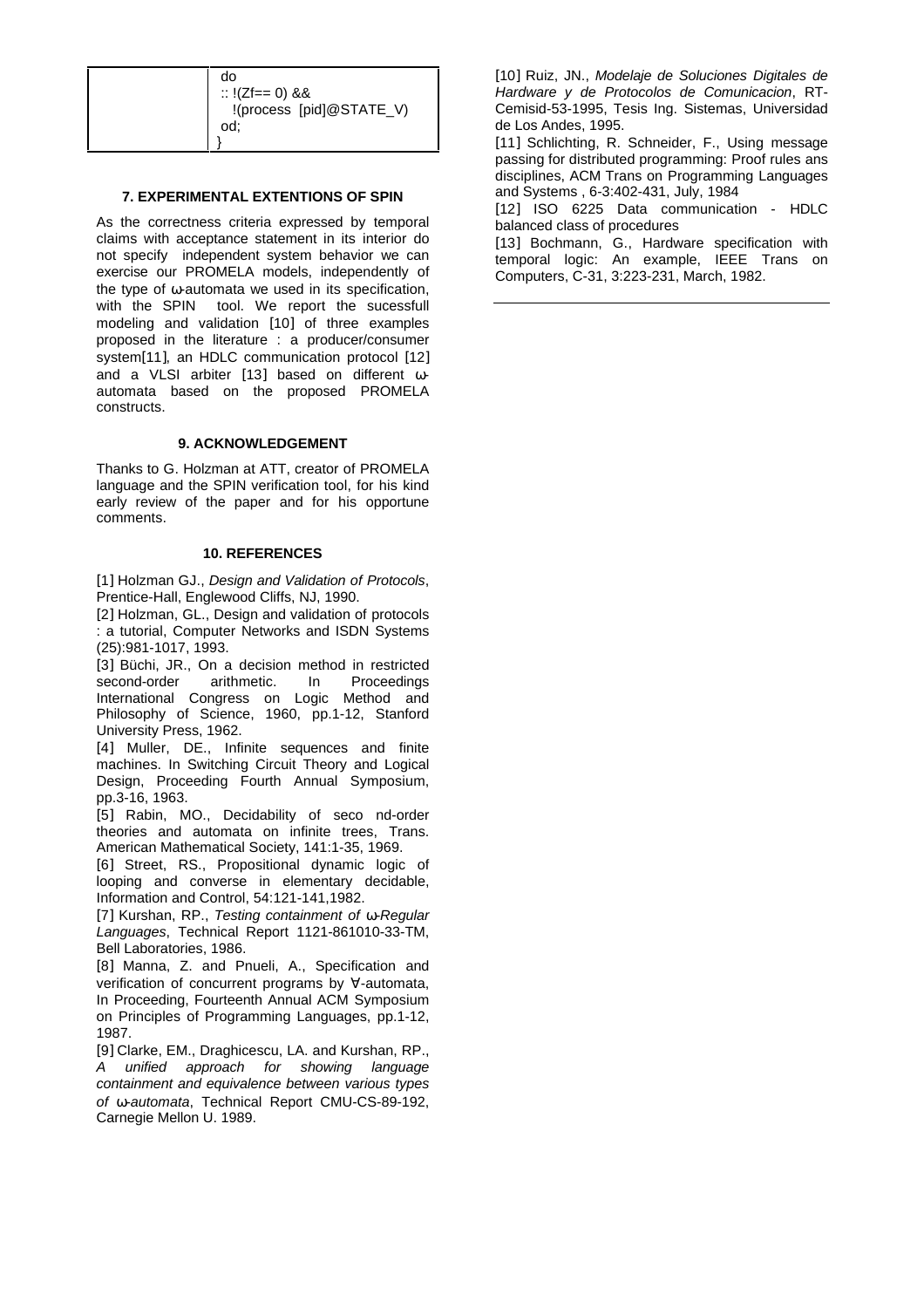```
do
:: !(Zf== 0) &&
  !(process [pid]@STATE_V)
od;
}
```

### 7. EXPERIMENTAL EXTENTIONS OF SPIN

As the correctness criteria expressed by temporal claims with acceptance statement in its interior do not specify independent system behavior we can exercise our PROMELA models, independently of the type of ω-automata we used in its specification, with the SPIN tool. We report the sucessfull modeling and validation [10] of three examples proposed in the literature : a producer/consumer system[11], an HDLC communication protocol [12] and a VLSI arbiter [13] based on different ω-automata based on the proposed PROMELA constructs.

### 9. ACKNOWLEDGEMENT

Thanks to G. Holzman at ATT, creator of PROMELA language and the SPIN verification tool, for his kind early review of the paper and for his opportune comments.

### 10. REFERENCES

[1] Holzman GJ., *Design and Validation of Protocols*, Prentice-Hall, Englewood Cliffs, NJ, 1990.

[2] Holzman, GL., Design and validation of protocols : a tutorial, Computer Networks and ISDN Systems (25):981-1017, 1993.

[3] Büchi, JR., On a decision method in restricted second-order arithmetic. In Proceedings International Congress on Logic Method and Philosophy of Science, 1960, pp.1-12, Stanford University Press, 1962.

[4] Muller, DE., Infinite sequences and finite machines. In Switching Circuit Theory and Logical Design, Proceeding Fourth Annual Symposium, pp.3-16, 1963.

[5] Rabin, MO., Decidability of seco nd-order theories and automata on infinite trees, Trans. American Mathematical Society, 141:1-35, 1969.

[6] Street, RS., Propositional dynamic logic of looping and converse in elementary decidable, Information and Control, 54:121-141,1982.

[7] Kurshan, RP., *Testing containment of ω-Regular Languages*, Technical Report 1121-861010-33-TM, Bell Laboratories, 1986.

[8] Manna, Z. and Pnueli, A., Specification and verification of concurrent programs by ∀-automata, In Proceeding, Fourteenth Annual ACM Symposium on Principles of Programming Languages, pp.1-12, 1987.

[9] Clarke, EM., Draghicescu, LA. and Kurshan, RP., *A unified approach for showing language containment and equivalence between various types of ω-automata*, Technical Report CMU-CS-89-192, Carnegie Mellon U. 1989.

[10] Ruiz, JN., *Modelaje de Soluciones Digitales de Hardware y de Protocolos de Comunicacion*, RT-Cemisid-53-1995, Tesis Ing. Sistemas, Universidad de Los Andes, 1995.

[11] Schlichting, R. Schneider, F., Using message passing for distributed programming: Proof rules ans disciplines, ACM Trans on Programming Languages and Systems , 6-3:402-431, July, 1984

[12] ISO 6225 Data communication - HDLC balanced class of procedures

[13] Bochmann, G., Hardware specification with temporal logic: An example, IEEE Trans on Computers, C-31, 3:223-231, March, 1982.